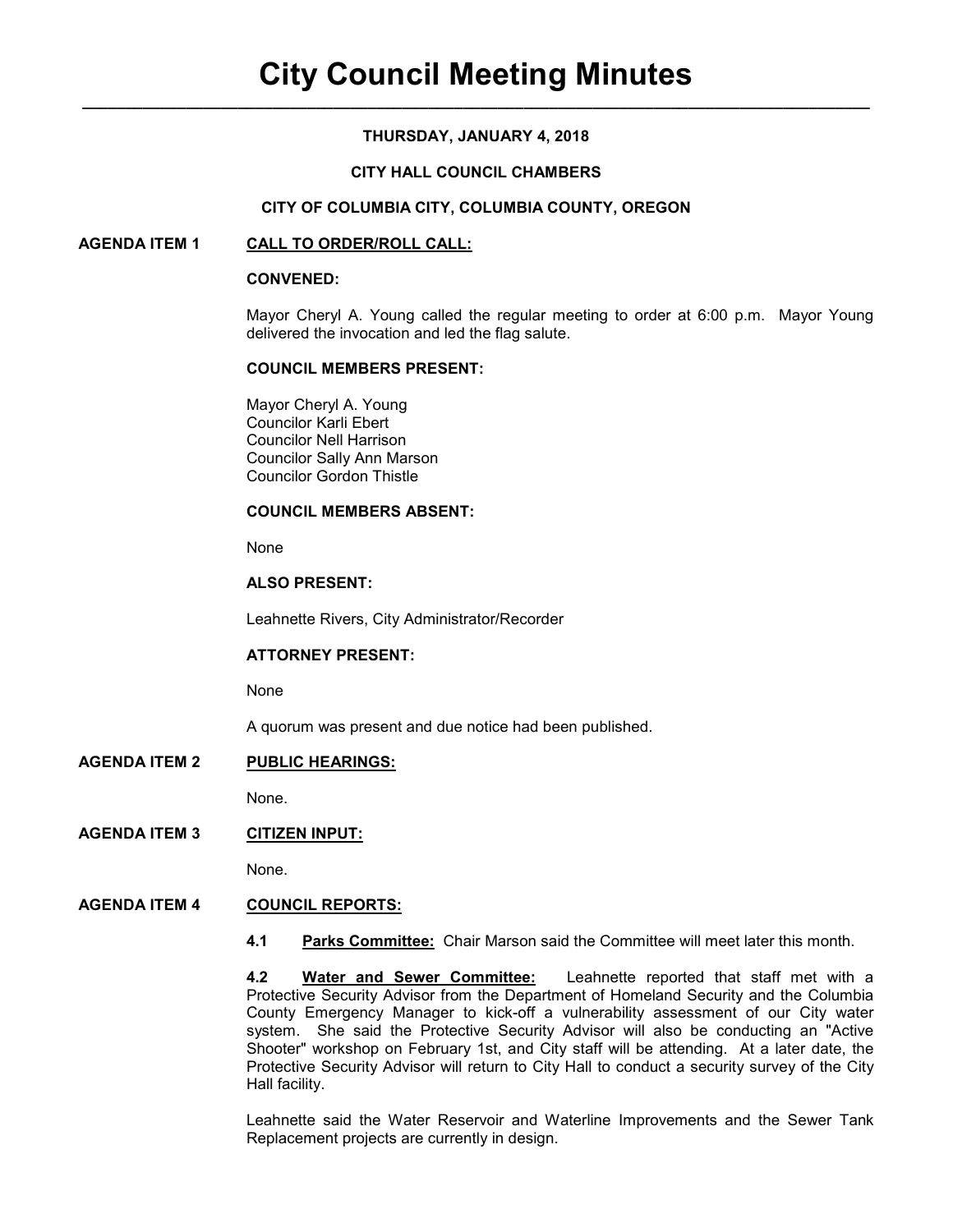# City Council Meeting Minutes

**THURSDAY, JANUARY 4, 2018**

**CITY HALL COUNCIL CHAMBERS**

**CITY OF COLUMBIA CITY, COLUMBIA COUNTY, OREGON**

## AGENDA ITEM 1 CALL TO ORDER/ROLL CALL:

**CONVENED:**

Mayor Cheryl A. Young called the regular meeting to order at 6:00 p.m. Mayor Young delivered the invocation and led the flag salute.

**COUNCIL MEMBERS PRESENT:**

Mayor Cheryl A. Young
Councilor Karli Ebert
Councilor Nell Harrison
Councilor Sally Ann Marson
Councilor Gordon Thistle

**COUNCIL MEMBERS ABSENT:**

None

**ALSO PRESENT:**

Leahnette Rivers, City Administrator/Recorder

**ATTORNEY PRESENT:**

None

A quorum was present and due notice had been published.

## AGENDA ITEM 2 PUBLIC HEARINGS:

None.

## AGENDA ITEM 3 CITIZEN INPUT:

None.

## AGENDA ITEM 4 COUNCIL REPORTS:

**4.1 Parks Committee:** Chair Marson said the Committee will meet later this month.

**4.2 Water and Sewer Committee:** Leahnette reported that staff met with a Protective Security Advisor from the Department of Homeland Security and the Columbia County Emergency Manager to kick-off a vulnerability assessment of our City water system. She said the Protective Security Advisor will also be conducting an "Active Shooter" workshop on February 1st, and City staff will be attending. At a later date, the Protective Security Advisor will return to City Hall to conduct a security survey of the City Hall facility.

Leahnette said the Water Reservoir and Waterline Improvements and the Sewer Tank Replacement projects are currently in design.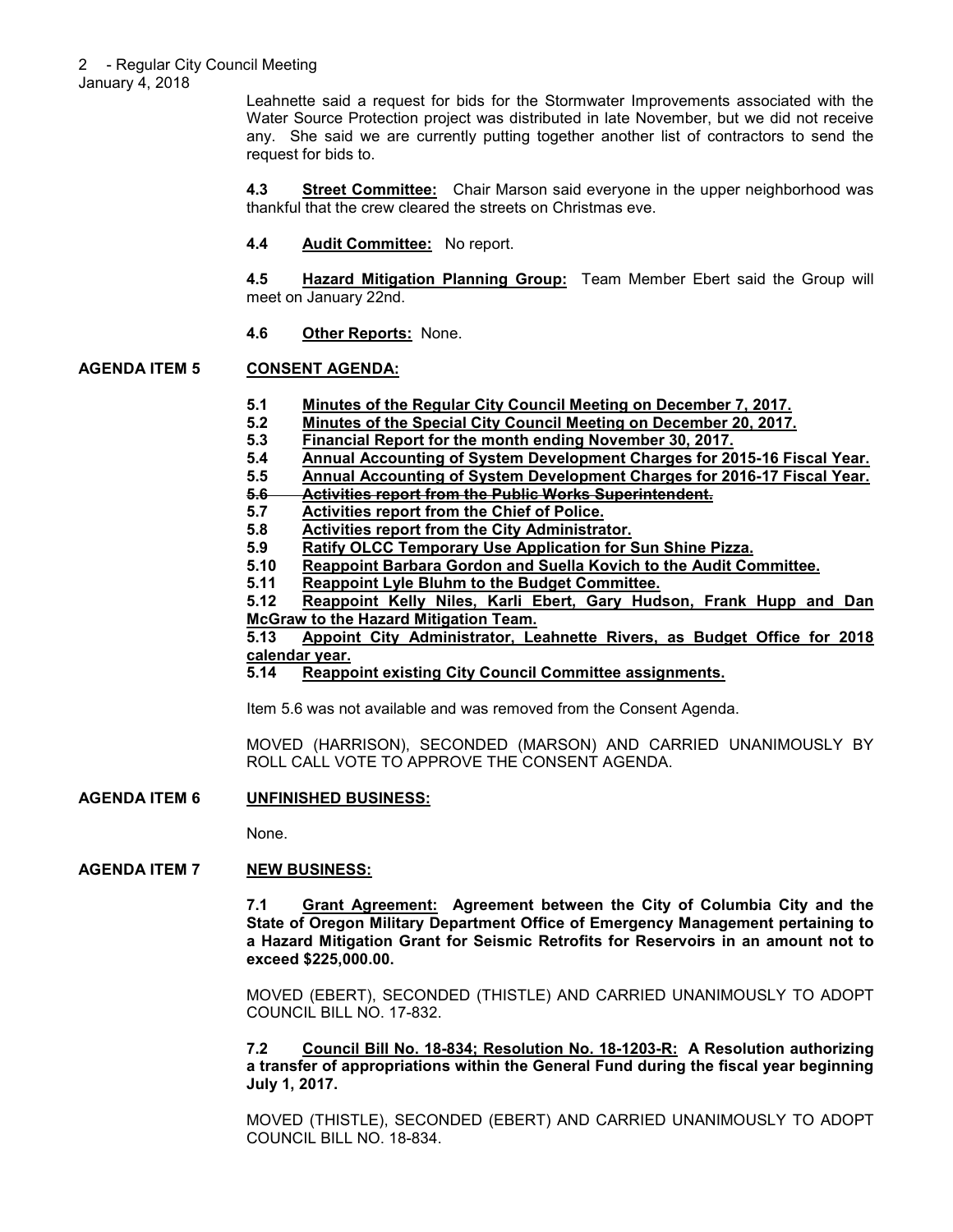Leahnette said a request for bids for the Stormwater Improvements associated with the Water Source Protection project was distributed in late November, but we did not receive any. She said we are currently putting together another list of contractors to send the request for bids to.

**4.3 Street Committee:** Chair Marson said everyone in the upper neighborhood was thankful that the crew cleared the streets on Christmas eve.

**4.4 Audit Committee:** No report.

**4.5 Hazard Mitigation Planning Group:** Team Member Ebert said the Group will meet on January 22nd.

**4.6 Other Reports:** None.

**AGENDA ITEM 5 CONSENT AGENDA:**

**5.1 Minutes of the Regular City Council Meeting on December 7, 2017.**
**5.2 Minutes of the Special City Council Meeting on December 20, 2017.**
**5.3 Financial Report for the month ending November 30, 2017.**
**5.4 Annual Accounting of System Development Charges for 2015-16 Fiscal Year.**
**5.5 Annual Accounting of System Development Charges for 2016-17 Fiscal Year.**
~~**5.6 Activities report from the Public Works Superintendent.**~~
**5.7 Activities report from the Chief of Police.**
**5.8 Activities report from the City Administrator.**
**5.9 Ratify OLCC Temporary Use Application for Sun Shine Pizza.**
**5.10 Reappoint Barbara Gordon and Suella Kovich to the Audit Committee.**
**5.11 Reappoint Lyle Bluhm to the Budget Committee.**
**5.12 Reappoint Kelly Niles, Karli Ebert, Gary Hudson, Frank Hupp and Dan McGraw to the Hazard Mitigation Team.**
**5.13 Appoint City Administrator, Leahnette Rivers, as Budget Office for 2018 calendar year.**
**5.14 Reappoint existing City Council Committee assignments.**

Item 5.6 was not available and was removed from the Consent Agenda.

MOVED (HARRISON), SECONDED (MARSON) AND CARRIED UNANIMOUSLY BY ROLL CALL VOTE TO APPROVE THE CONSENT AGENDA.

**AGENDA ITEM 6 UNFINISHED BUSINESS:**

None.

**AGENDA ITEM 7 NEW BUSINESS:**

**7.1 Grant Agreement: Agreement between the City of Columbia City and the State of Oregon Military Department Office of Emergency Management pertaining to a Hazard Mitigation Grant for Seismic Retrofits for Reservoirs in an amount not to exceed $225,000.00.**

MOVED (EBERT), SECONDED (THISTLE) AND CARRIED UNANIMOUSLY TO ADOPT COUNCIL BILL NO. 17-832.

**7.2 Council Bill No. 18-834; Resolution No. 18-1203-R: A Resolution authorizing a transfer of appropriations within the General Fund during the fiscal year beginning July 1, 2017.**

MOVED (THISTLE), SECONDED (EBERT) AND CARRIED UNANIMOUSLY TO ADOPT COUNCIL BILL NO. 18-834.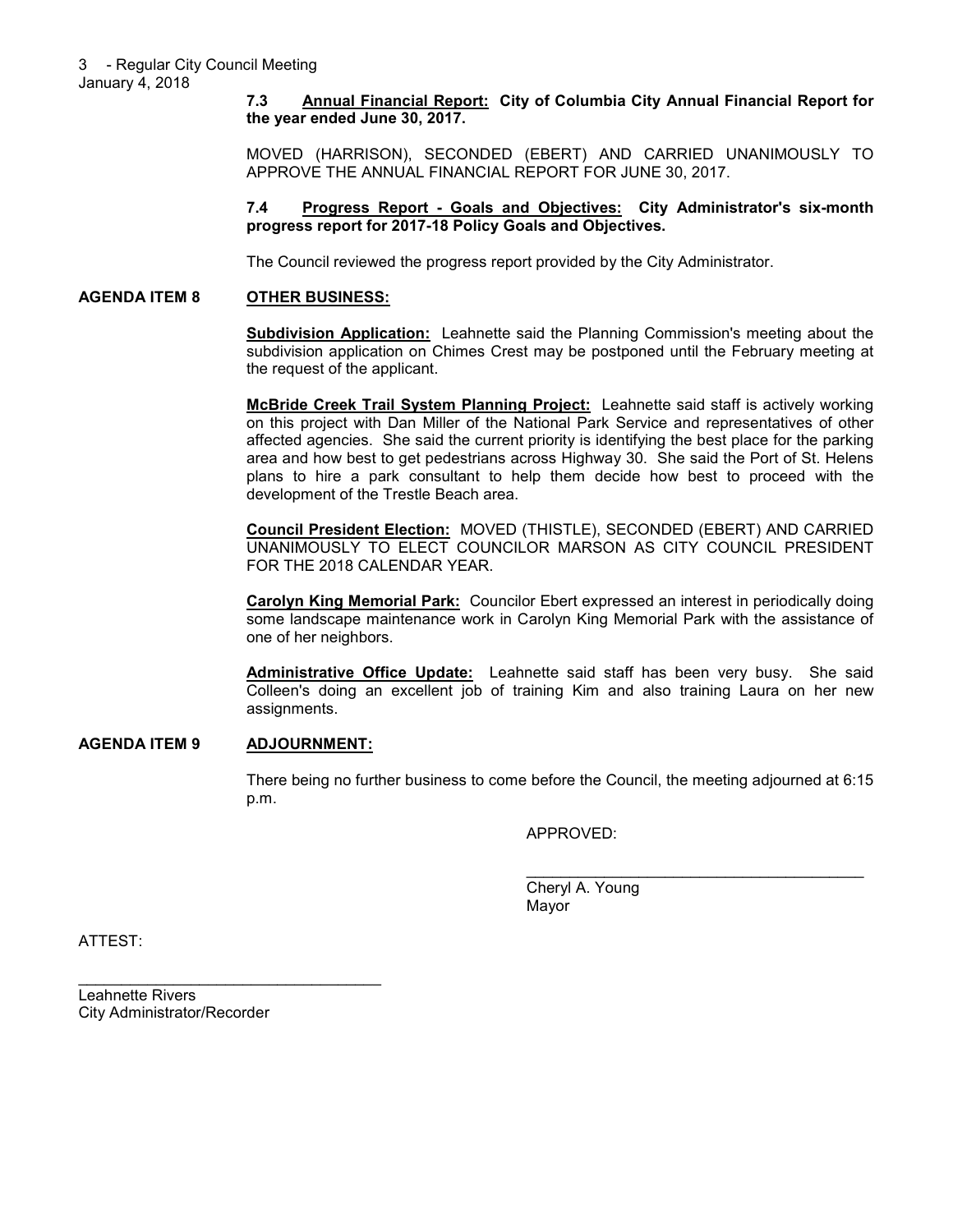**7.3 Annual Financial Report: City of Columbia City Annual Financial Report for the year ended June 30, 2017.**

MOVED (HARRISON), SECONDED (EBERT) AND CARRIED UNANIMOUSLY TO APPROVE THE ANNUAL FINANCIAL REPORT FOR JUNE 30, 2017.

**7.4 Progress Report - Goals and Objectives: City Administrator's six-month progress report for 2017-18 Policy Goals and Objectives.**

The Council reviewed the progress report provided by the City Administrator.

**AGENDA ITEM 8 OTHER BUSINESS:**

**Subdivision Application:** Leahnette said the Planning Commission's meeting about the subdivision application on Chimes Crest may be postponed until the February meeting at the request of the applicant.

**McBride Creek Trail System Planning Project:** Leahnette said staff is actively working on this project with Dan Miller of the National Park Service and representatives of other affected agencies. She said the current priority is identifying the best place for the parking area and how best to get pedestrians across Highway 30. She said the Port of St. Helens plans to hire a park consultant to help them decide how best to proceed with the development of the Trestle Beach area.

**Council President Election:** MOVED (THISTLE), SECONDED (EBERT) AND CARRIED UNANIMOUSLY TO ELECT COUNCILOR MARSON AS CITY COUNCIL PRESIDENT FOR THE 2018 CALENDAR YEAR.

**Carolyn King Memorial Park:** Councilor Ebert expressed an interest in periodically doing some landscape maintenance work in Carolyn King Memorial Park with the assistance of one of her neighbors.

**Administrative Office Update:** Leahnette said staff has been very busy. She said Colleen's doing an excellent job of training Kim and also training Laura on her new assignments.

**AGENDA ITEM 9 ADJOURNMENT:**

There being no further business to come before the Council, the meeting adjourned at 6:15 p.m.

APPROVED:

\_\_\_\_\_\_\_\_\_\_\_\_\_\_\_\_\_\_\_\_\_\_\_\_\_\_\_\_\_\_\_\_\_\_\_\_\_\_\_\_

Cheryl A. Young
Mayor

ATTEST:

\_\_\_\_\_\_\_\_\_\_\_\_\_\_\_\_\_\_\_\_\_\_\_\_\_\_\_\_\_\_\_\_\_\_\_\_\_\_

Leahnette Rivers
City Administrator/Recorder